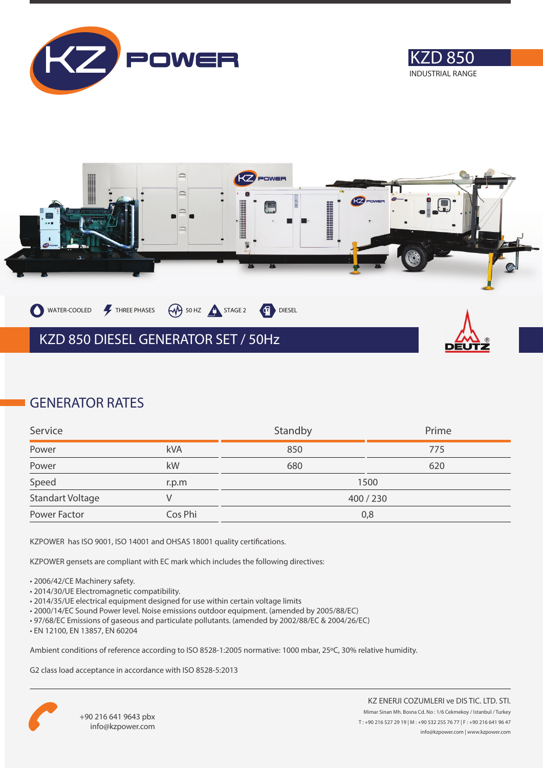KZ POWER

# KZD 850

INDUSTRIAL RANGE

WATER-COOLED | THREE PHASES | 50 HZ | STAGE 2 | DIESEL

## KZD 850 DIESEL GENERATOR SET / 50Hz

DEUTZ

## GENERATOR RATES

| Service | | Standby | Prime |
|---|---|---|---|
| Power | kVA | 850 | 775 |
| Power | kW | 680 | 620 |
| Speed | r.p.m | 1500 | |
| Standart Voltage | V | 400 / 230 | |
| Power Factor | Cos Phi | 0,8 | |

KZPOWER has ISO 9001, ISO 14001 and OHSAS 18001 quality certifications.

KZPOWER gensets are compliant with EC mark which includes the following directives:

- 2006/42/CE Machinery safety.
- 2014/30/UE Electromagnetic compatibility.
- 2014/35/UE electrical equipment designed for use within certain voltage limits
- 2000/14/EC Sound Power level. Noise emissions outdoor equipment. (amended by 2005/88/EC)
- 97/68/EC Emissions of gaseous and particulate pollutants. (amended by 2002/88/EC & 2004/26/EC)
- EN 12100, EN 13857, EN 60204

Ambient conditions of reference according to ISO 8528-1:2005 normative: 1000 mbar, 25ºC, 30% relative humidity.

G2 class load acceptance in accordance with ISO 8528-5:2013

+90 216 641 9643 pbx
info@kzpower.com

KZ ENERJI COZUMLERI ve DIS TIC. LTD. STI.
Mimar Sinan Mh. Bosna Cd. No : 1/6 Cekmekoy / Istanbul / Turkey
T : +90 216 527 29 19 | M : +90 532 255 76 77 | F : +90 216 641 96 47
info@kzpower.com | www.kzpower.com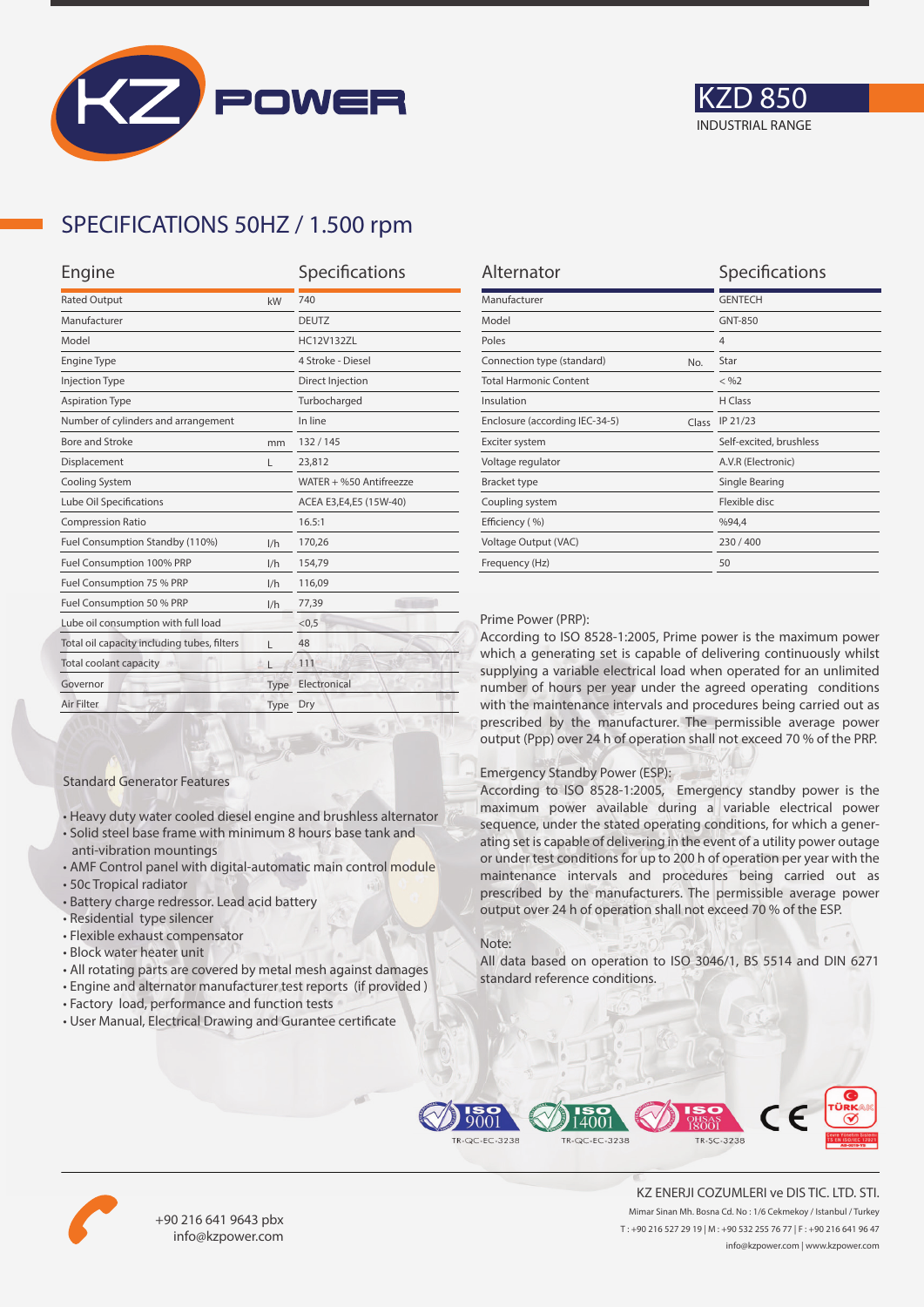# KZD 850

INDUSTRIAL RANGE

## SPECIFICATIONS 50HZ / 1.500 rpm

| Engine | | Specifications |
|---|---|---|
| Rated Output | kW | 740 |
| Manufacturer | | DEUTZ |
| Model | | HC12V132ZL |
| Engine Type | | 4 Stroke - Diesel |
| Injection Type | | Direct Injection |
| Aspiration Type | | Turbocharged |
| Number of cylinders and arrangement | | In line |
| Bore and Stroke | mm | 132 / 145 |
| Displacement | L | 23,812 |
| Cooling System | | WATER + %50 Antifreezze |
| Lube Oil Specifications | | ACEA E3,E4,E5 (15W-40) |
| Compression Ratio | | 16.5:1 |
| Fuel Consumption Standby (110%) | l/h | 170,26 |
| Fuel Consumption 100% PRP | l/h | 154,79 |
| Fuel Consumption 75 % PRP | l/h | 116,09 |
| Fuel Consumption 50 % PRP | l/h | 77,39 |
| Lube oil consumption with full load | | <0,5 |
| Total oil capacity including tubes, filters | L | 48 |
| Total coolant capacity | L | 111 |
| Governor | Type | Electronical |
| Air Filter | Type | Dry |

| Alternator | | Specifications |
|---|---|---|
| Manufacturer | | GENTECH |
| Model | | GNT-850 |
| Poles | | 4 |
| Connection type (standard) | No. | Star |
| Total Harmonic Content | | < %2 |
| Insulation | | H Class |
| Enclosure (according IEC-34-5) | Class | IP 21/23 |
| Exciter system | | Self-excited, brushless |
| Voltage regulator | | A.V.R (Electronic) |
| Bracket type | | Single Bearing |
| Coupling system | | Flexible disc |
| Efficiency ( %) | | %94,4 |
| Voltage Output (VAC) | | 230 / 400 |
| Frequency (Hz) | | 50 |

Prime Power (PRP):
According to ISO 8528-1:2005, Prime power is the maximum power which a generating set is capable of delivering continuously whilst supplying a variable electrical load when operated for an unlimited number of hours per year under the agreed operating conditions with the maintenance intervals and procedures being carried out as prescribed by the manufacturer. The permissible average power output (Ppp) over 24 h of operation shall not exceed 70 % of the PRP.

Emergency Standby Power (ESP):
According to ISO 8528-1:2005, Emergency standby power is the maximum power available during a variable electrical power sequence, under the stated operating conditions, for which a generating set is capable of delivering in the event of a utility power outage or under test conditions for up to 200 h of operation per year with the maintenance intervals and procedures being carried out as prescribed by the manufacturers. The permissible average power output over 24 h of operation shall not exceed 70 % of the ESP.

Note:
All data based on operation to ISO 3046/1, BS 5514 and DIN 6271 standard reference conditions.

Standard Generator Features

- Heavy duty water cooled diesel engine and brushless alternator
- Solid steel base frame with minimum 8 hours base tank and anti-vibration mountings
- AMF Control panel with digital-automatic main control module
- 50c Tropical radiator
- Battery charge redressor. Lead acid battery
- Residential type silencer
- Flexible exhaust compensator
- Block water heater unit
- All rotating parts are covered by metal mesh against damages
- Engine and alternator manufacturer test reports (if provided )
- Factory load, performance and function tests
- User Manual, Electrical Drawing and Gurantee certificate

ISO 9001 TR-QC-EC-3238 | ISO 14001 TR-QC-EC-3238 | ISO OHSAS 18001 TR-SC-3238

+90 216 641 9643 pbx
info@kzpower.com

KZ ENERJI COZUMLERI ve DIS TIC. LTD. STI.
Mimar Sinan Mh. Bosna Cd. No : 1/6 Cekmekoy / Istanbul / Turkey
T : +90 216 527 29 19 | M : +90 532 255 76 77 | F : +90 216 641 96 47
info@kzpower.com | www.kzpower.com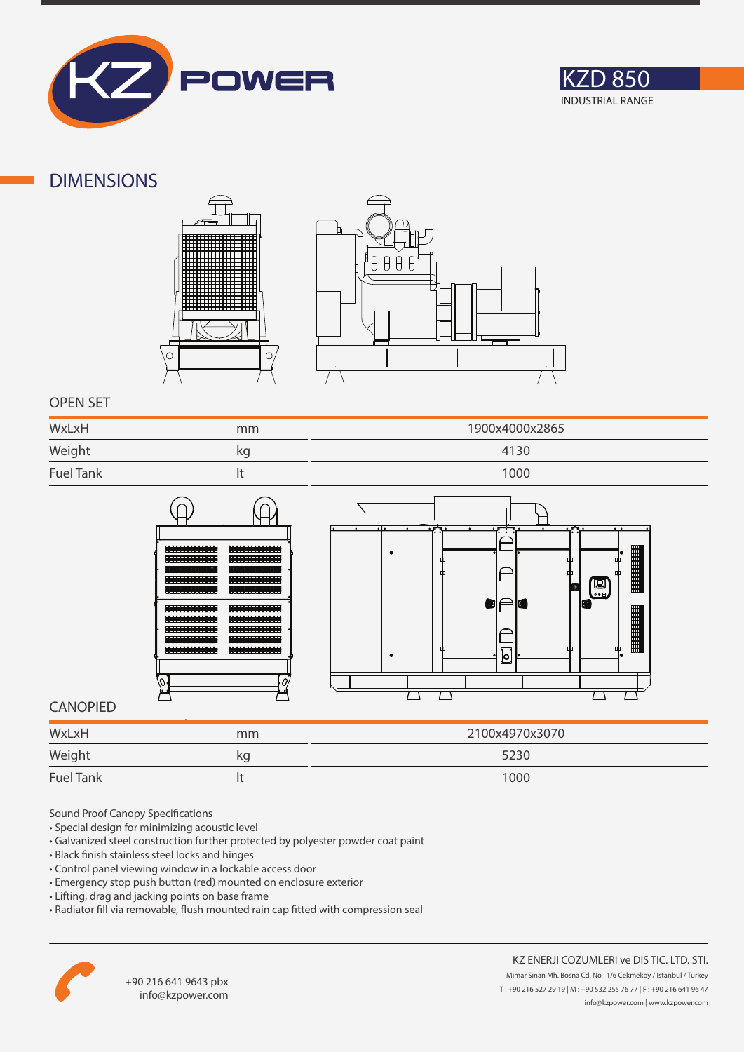KZD 850

INDUSTRIAL RANGE

## DIMENSIONS

### OPEN SET

| | | |
|---|---|---|
| WxLxH | mm | 1900x4000x2865 |
| Weight | kg | 4130 |
| Fuel Tank | lt | 1000 |

### CANOPIED

| | | |
|---|---|---|
| WxLxH | mm | 2100x4970x3070 |
| Weight | kg | 5230 |
| Fuel Tank | lt | 1000 |

Sound Proof Canopy Specifications

- Special design for minimizing acoustic level
- Galvanized steel construction further protected by polyester powder coat paint
- Black finish stainless steel locks and hinges
- Control panel viewing window in a lockable access door
- Emergency stop push button (red) mounted on enclosure exterior
- Lifting, drag and jacking points on base frame
- Radiator fill via removable, flush mounted rain cap fitted with compression seal

+90 216 641 9643 pbx
info@kzpower.com

KZ ENERJI COZUMLERI ve DIS TIC. LTD. STI.
Mimar Sinan Mh. Bosna Cd. No : 1/6 Cekmekoy / Istanbul / Turkey
T : +90 216 527 29 19 | M : +90 532 255 76 77 | F : +90 216 641 96 47
info@kzpower.com | www.kzpower.com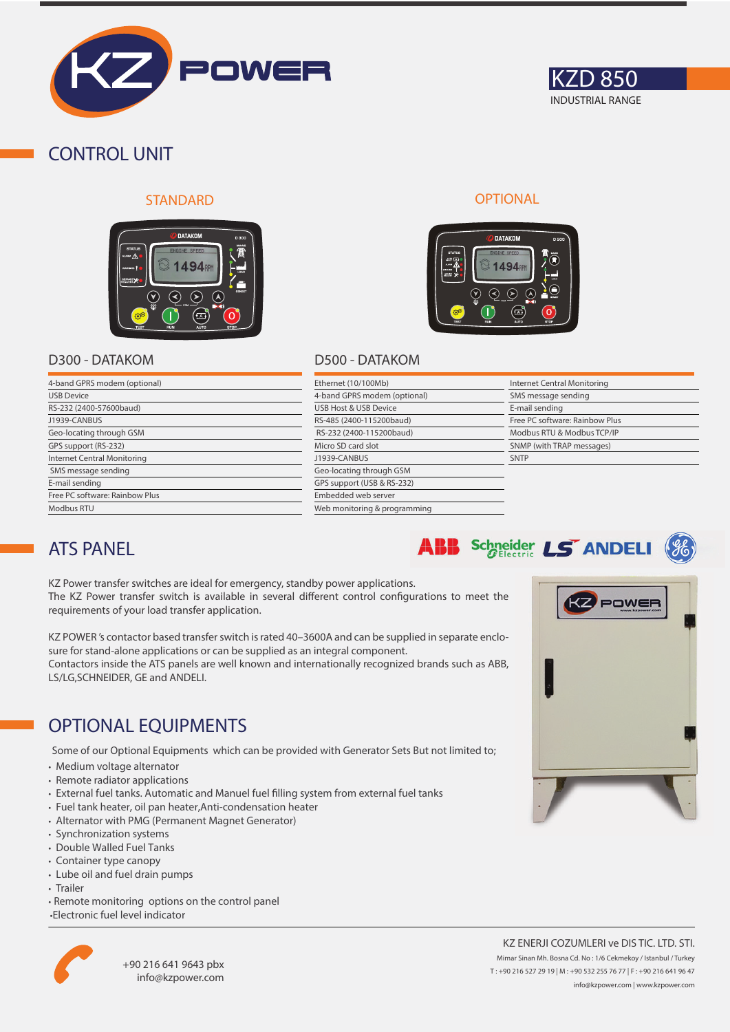KZ POWER

# KZD 850
INDUSTRIAL RANGE

## CONTROL UNIT

STANDARD | OPTIONAL

### D300 - DATAKOM

| |
|---|
| 4-band GPRS modem (optional) |
| USB Device |
| RS-232 (2400-57600baud) |
| J1939-CANBUS |
| Geo-locating through GSM |
| GPS support (RS-232) |
| Internet Central Monitoring |
| SMS message sending |
| E-mail sending |
| Free PC software: Rainbow Plus |
| Modbus RTU |

### D500 - DATAKOM

| | |
|---|---|
| Ethernet (10/100Mb) | Internet Central Monitoring |
| 4-band GPRS modem (optional) | SMS message sending |
| USB Host & USB Device | E-mail sending |
| RS-485 (2400-115200baud) | Free PC software: Rainbow Plus |
| RS-232 (2400-115200baud) | Modbus RTU & Modbus TCP/IP |
| Micro SD card slot | SNMP (with TRAP messages) |
| J1939-CANBUS | SNTP |
| Geo-locating through GSM | |
| GPS support (USB & RS-232) | |
| Embedded web server | |
| Web monitoring & programming | |

## ATS PANEL

ABB Schneider Electric LS ANDELI GE

KZ Power transfer switches are ideal for emergency, standby power applications.
The KZ Power transfer switch is available in several different control configurations to meet the requirements of your load transfer application.

KZ POWER 's contactor based transfer switch is rated 40–3600A and can be supplied in separate enclosure for stand-alone applications or can be supplied as an integral component.
Contactors inside the ATS panels are well known and internationally recognized brands such as ABB, LS/LG,SCHNEIDER, GE and ANDELI.

## OPTIONAL EQUIPMENTS

Some of our Optional Equipments which can be provided with Generator Sets But not limited to;

- Medium voltage alternator
- Remote radiator applications
- External fuel tanks. Automatic and Manuel fuel filling system from external fuel tanks
- Fuel tank heater, oil pan heater,Anti-condensation heater
- Alternator with PMG (Permanent Magnet Generator)
- Synchronization systems
- Double Walled Fuel Tanks
- Container type canopy
- Lube oil and fuel drain pumps
- Trailer
- Remote monitoring options on the control panel
- Electronic fuel level indicator

+90 216 641 9643 pbx
info@kzpower.com

KZ ENERJI COZUMLERI ve DIS TIC. LTD. STI.
Mimar Sinan Mh. Bosna Cd. No : 1/6 Cekmekoy / Istanbul / Turkey
T : +90 216 527 29 19 | M : +90 532 255 76 77 | F : +90 216 641 96 47
info@kzpower.com | www.kzpower.com